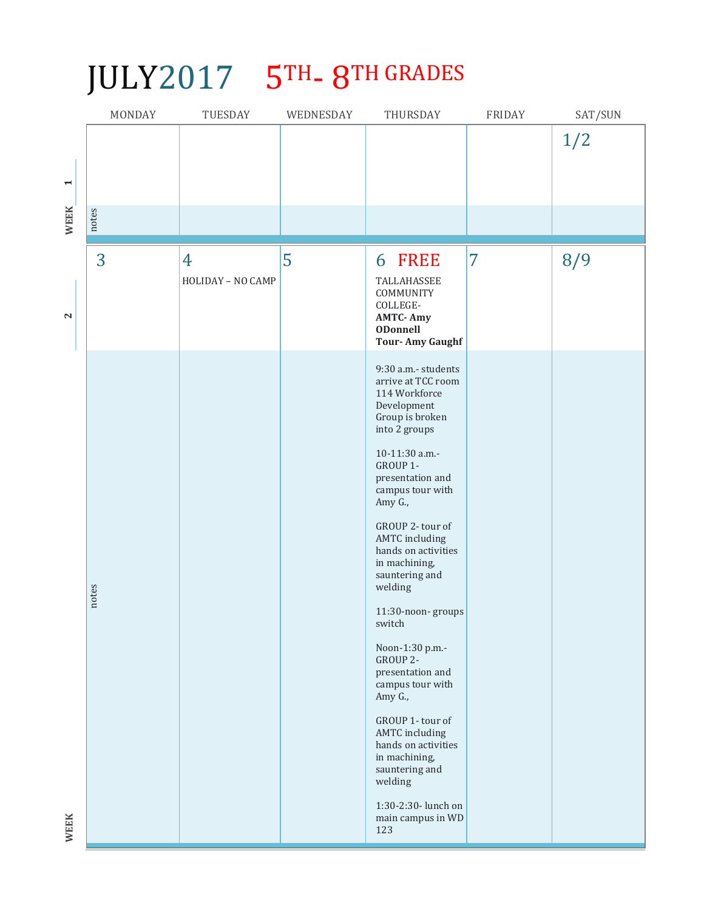# JULY 2017 5TH- 8TH GRADES

| | MONDAY | TUESDAY | WEDNESDAY | THURSDAY | FRIDAY | SAT/SUN |
|---|---|---|---|---|---|---|
| WEEK 1 | | | | | | 1/2 |
| notes | | | | | | |
| WEEK 2 | 3 | 4<br>HOLIDAY – NO CAMP | 5 | 6 FREE<br>TALLAHASSEE COMMUNITY COLLEGE-<br>**AMTC- Amy ODonnell**<br>**Tour- Amy Gaughf** | 7 | 8/9 |
| notes | | | | 9:30 a.m.- students arrive at TCC room 114 Workforce Development Group is broken into 2 groups<br><br>10-11:30 a.m.- GROUP 1- presentation and campus tour with Amy G.,<br><br>GROUP 2- tour of AMTC including hands on activities in machining, sauntering and welding<br><br>11:30-noon- groups switch<br><br>Noon-1:30 p.m.- GROUP 2- presentation and campus tour with Amy G.,<br><br>GROUP 1- tour of AMTC including hands on activities in machining, sauntering and welding<br><br>1:30-2:30- lunch on main campus in WD 123 | | |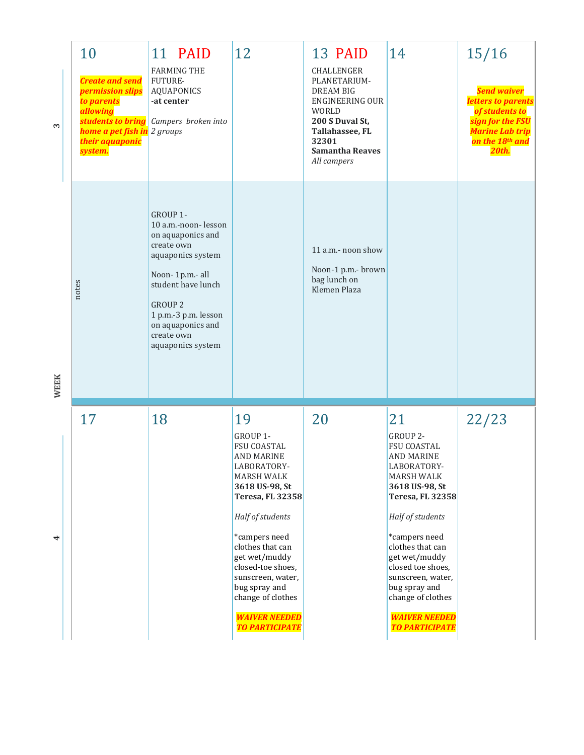## WEEK 3

| 10 | 11 PAID | 12 | 13 PAID | 14 | 15/16 |
|---|---|---|---|---|---|
| ***Create and send permission slips to parents allowing students to bring home a pet fish in their aquaponic system.*** | FARMING THE FUTURE-AQUAPONICS<br>**-at center**<br><br>*Campers broken into 2 groups* | | CHALLENGER PLANETARIUM-DREAM BIG ENGINEERING OUR WORLD<br>**200 S Duval St, Tallahassee, FL 32301**<br>**Samantha Reaves**<br>*All campers* | | ***Send waiver letters to parents of students to sign for the FSU Marine Lab trip on the 18th and 20th.*** |
| notes | GROUP 1-<br>10 a.m.-noon- lesson on aquaponics and create own aquaponics system<br><br>Noon- 1p.m.- all student have lunch<br><br>GROUP 2<br>1 p.m.-3 p.m. lesson on aquaponics and create own aquaponics system | | 11 a.m.- noon show<br><br>Noon-1 p.m.- brown bag lunch on Klemen Plaza | | |

## WEEK 4

| 17 | 18 | 19 | 20 | 21 | 22/23 |
|---|---|---|---|---|---|
| | | GROUP 1-<br>FSU COASTAL AND MARINE LABORATORY-MARSH WALK<br>**3618 US-98, St Teresa, FL 32358**<br><br>*Half of students*<br><br>*campers need clothes that can get wet/muddy closed-toe shoes, sunscreen, water, bug spray and change of clothes<br><br>***WAIVER NEEDED TO PARTICIPATE*** | | GROUP 2-<br>FSU COASTAL AND MARINE LABORATORY-MARSH WALK<br>**3618 US-98, St Teresa, FL 32358**<br><br>*Half of students*<br><br>*campers need clothes that can get wet/muddy closed toe shoes, sunscreen, water, bug spray and change of clothes<br><br>***WAIVER NEEDED TO PARTICIPATE*** | |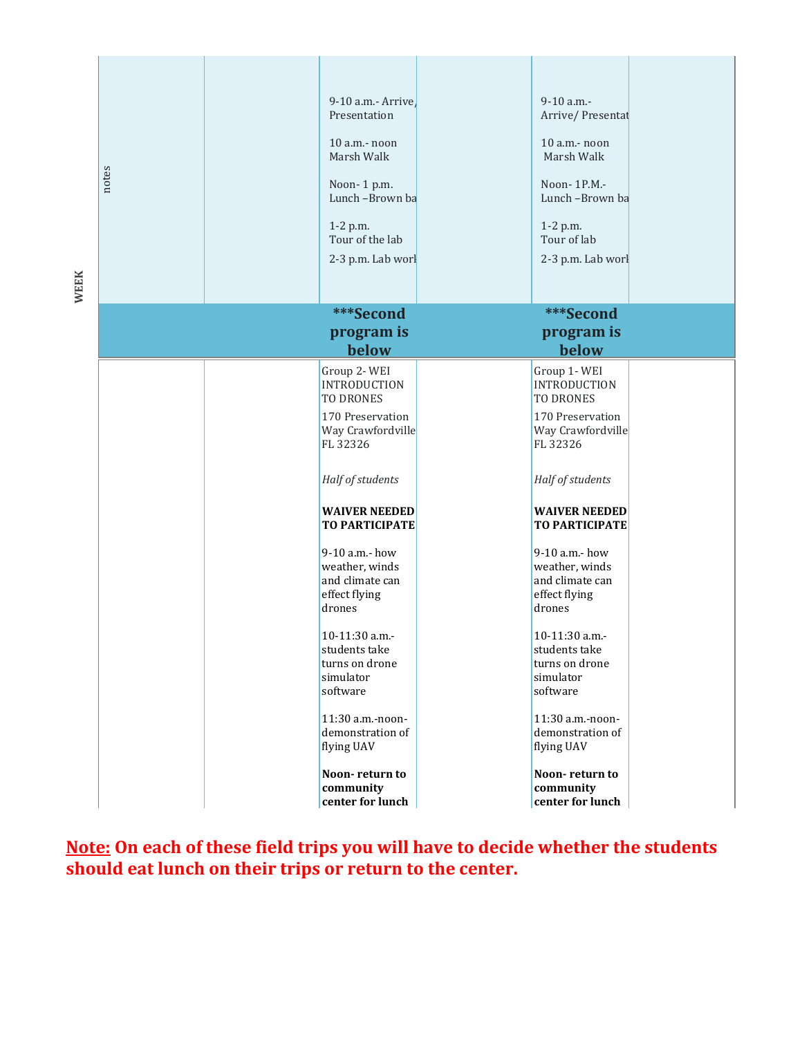| | | | | | | |
|---|---|---|---|---|---|---|
| WEEK | notes | | 9-10 a.m.- Arrive/ Presentation<br><br>10 a.m.- noon Marsh Walk<br><br>Noon- 1 p.m. Lunch –Brown ba<br><br>1-2 p.m. Tour of the lab<br><br>2-3 p.m. Lab worl | | 9-10 a.m.- Arrive/ Presentat<br><br>10 a.m.- noon Marsh Walk<br><br>Noon- 1P.M.- Lunch –Brown ba<br><br>1-2 p.m. Tour of lab<br><br>2-3 p.m. Lab worl | |
| | | | **\*\*\*Second program is below** | | **\*\*\*Second program is below** | |
| | | | Group 2- WEI INTRODUCTION TO DRONES<br><br>170 Preservation Way Crawfordville FL 32326<br><br>*Half of students*<br><br>**WAIVER NEEDED TO PARTICIPATE**<br><br>9-10 a.m.- how weather, winds and climate can effect flying drones<br><br>10-11:30 a.m.- students take turns on drone simulator software<br><br>11:30 a.m.-noon- demonstration of flying UAV<br><br>**Noon- return to community center for lunch** | | Group 1- WEI INTRODUCTION TO DRONES<br><br>170 Preservation Way Crawfordville FL 32326<br><br>*Half of students*<br><br>**WAIVER NEEDED TO PARTICIPATE**<br><br>9-10 a.m.- how weather, winds and climate can effect flying drones<br><br>10-11:30 a.m.- students take turns on drone simulator software<br><br>11:30 a.m.-noon- demonstration of flying UAV<br><br>**Noon- return to community center for lunch** | |

**Note: On each of these field trips you will have to decide whether the students should eat lunch on their trips or return to the center.**